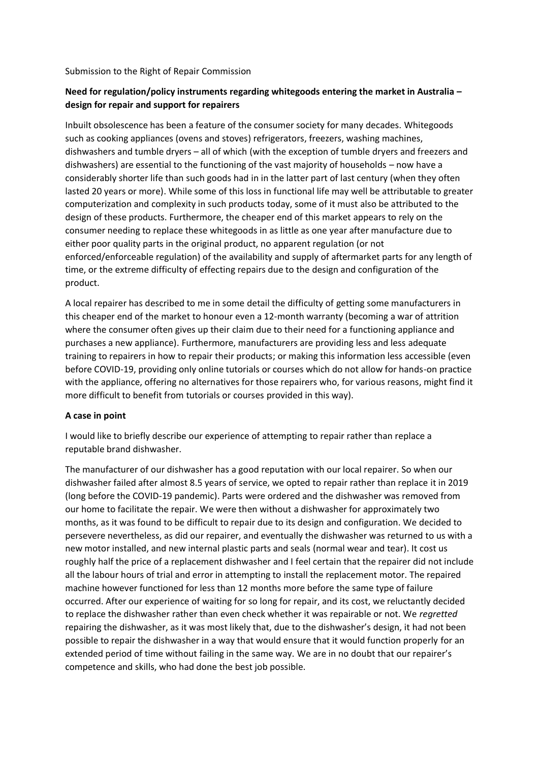Submission to the Right of Repair Commission

**Need for regulation/policy instruments regarding whitegoods entering the market in Australia – design for repair and support for repairers**

Inbuilt obsolescence has been a feature of the consumer society for many decades. Whitegoods such as cooking appliances (ovens and stoves) refrigerators, freezers, washing machines, dishwashers and tumble dryers – all of which (with the exception of tumble dryers and freezers and dishwashers) are essential to the functioning of the vast majority of households – now have a considerably shorter life than such goods had in in the latter part of last century (when they often lasted 20 years or more). While some of this loss in functional life may well be attributable to greater computerization and complexity in such products today, some of it must also be attributed to the design of these products. Furthermore, the cheaper end of this market appears to rely on the consumer needing to replace these whitegoods in as little as one year after manufacture due to either poor quality parts in the original product, no apparent regulation (or not enforced/enforceable regulation) of the availability and supply of aftermarket parts for any length of time, or the extreme difficulty of effecting repairs due to the design and configuration of the product.

A local repairer has described to me in some detail the difficulty of getting some manufacturers in this cheaper end of the market to honour even a 12-month warranty (becoming a war of attrition where the consumer often gives up their claim due to their need for a functioning appliance and purchases a new appliance). Furthermore, manufacturers are providing less and less adequate training to repairers in how to repair their products; or making this information less accessible (even before COVID-19, providing only online tutorials or courses which do not allow for hands-on practice with the appliance, offering no alternatives for those repairers who, for various reasons, might find it more difficult to benefit from tutorials or courses provided in this way).

**A case in point**

I would like to briefly describe our experience of attempting to repair rather than replace a reputable brand dishwasher.

The manufacturer of our dishwasher has a good reputation with our local repairer. So when our dishwasher failed after almost 8.5 years of service, we opted to repair rather than replace it in 2019 (long before the COVID-19 pandemic). Parts were ordered and the dishwasher was removed from our home to facilitate the repair. We were then without a dishwasher for approximately two months, as it was found to be difficult to repair due to its design and configuration. We decided to persevere nevertheless, as did our repairer, and eventually the dishwasher was returned to us with a new motor installed, and new internal plastic parts and seals (normal wear and tear). It cost us roughly half the price of a replacement dishwasher and I feel certain that the repairer did not include all the labour hours of trial and error in attempting to install the replacement motor. The repaired machine however functioned for less than 12 months more before the same type of failure occurred. After our experience of waiting for so long for repair, and its cost, we reluctantly decided to replace the dishwasher rather than even check whether it was repairable or not. We *regretted* repairing the dishwasher, as it was most likely that, due to the dishwasher's design, it had not been possible to repair the dishwasher in a way that would ensure that it would function properly for an extended period of time without failing in the same way. We are in no doubt that our repairer's competence and skills, who had done the best job possible.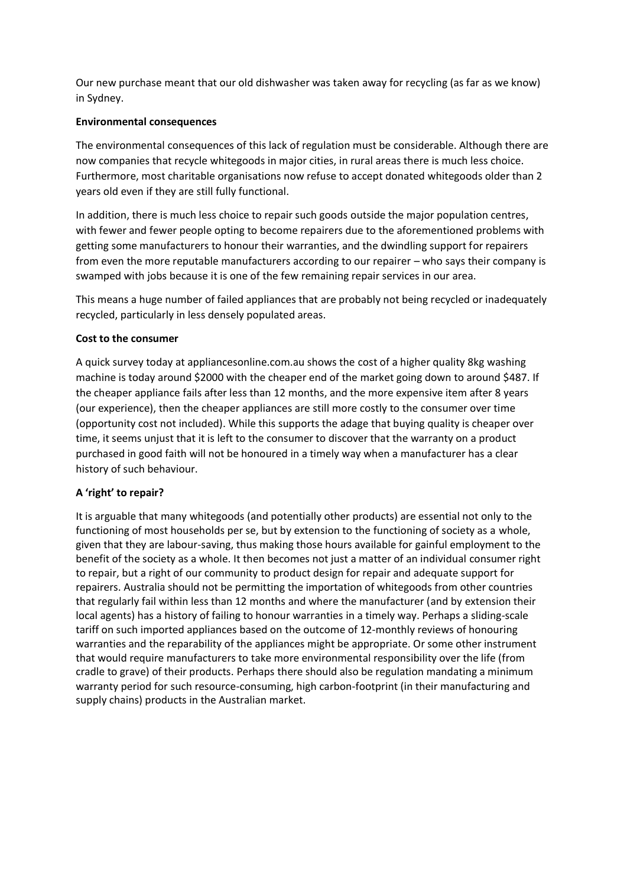Our new purchase meant that our old dishwasher was taken away for recycling (as far as we know) in Sydney.

**Environmental consequences**

The environmental consequences of this lack of regulation must be considerable. Although there are now companies that recycle whitegoods in major cities, in rural areas there is much less choice. Furthermore, most charitable organisations now refuse to accept donated whitegoods older than 2 years old even if they are still fully functional.

In addition, there is much less choice to repair such goods outside the major population centres, with fewer and fewer people opting to become repairers due to the aforementioned problems with getting some manufacturers to honour their warranties, and the dwindling support for repairers from even the more reputable manufacturers according to our repairer – who says their company is swamped with jobs because it is one of the few remaining repair services in our area.

This means a huge number of failed appliances that are probably not being recycled or inadequately recycled, particularly in less densely populated areas.

**Cost to the consumer**

A quick survey today at appliancesonline.com.au shows the cost of a higher quality 8kg washing machine is today around $2000 with the cheaper end of the market going down to around $487. If the cheaper appliance fails after less than 12 months, and the more expensive item after 8 years (our experience), then the cheaper appliances are still more costly to the consumer over time (opportunity cost not included). While this supports the adage that buying quality is cheaper over time, it seems unjust that it is left to the consumer to discover that the warranty on a product purchased in good faith will not be honoured in a timely way when a manufacturer has a clear history of such behaviour.

**A 'right' to repair?**

It is arguable that many whitegoods (and potentially other products) are essential not only to the functioning of most households per se, but by extension to the functioning of society as a whole, given that they are labour-saving, thus making those hours available for gainful employment to the benefit of the society as a whole. It then becomes not just a matter of an individual consumer right to repair, but a right of our community to product design for repair and adequate support for repairers. Australia should not be permitting the importation of whitegoods from other countries that regularly fail within less than 12 months and where the manufacturer (and by extension their local agents) has a history of failing to honour warranties in a timely way. Perhaps a sliding-scale tariff on such imported appliances based on the outcome of 12-monthly reviews of honouring warranties and the reparability of the appliances might be appropriate. Or some other instrument that would require manufacturers to take more environmental responsibility over the life (from cradle to grave) of their products. Perhaps there should also be regulation mandating a minimum warranty period for such resource-consuming, high carbon-footprint (in their manufacturing and supply chains) products in the Australian market.